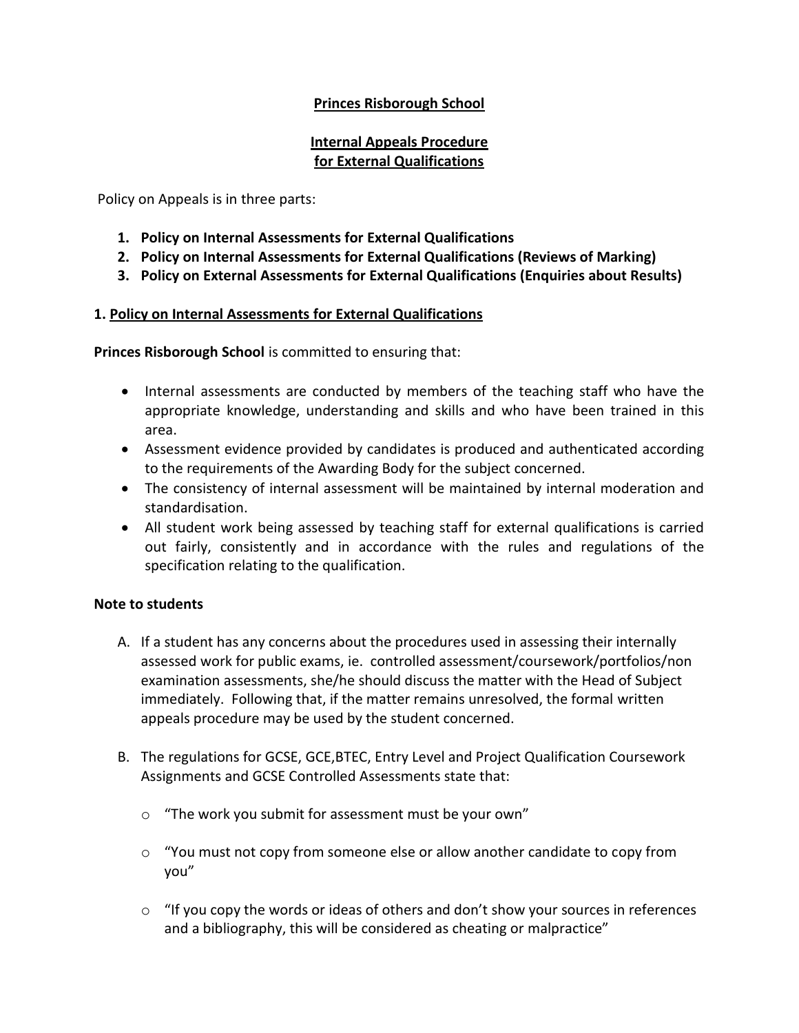**Princes Risborough School**

**Internal Appeals Procedure**
**for External Qualifications**

Policy on Appeals is in three parts:

1. **Policy on Internal Assessments for External Qualifications**
2. **Policy on Internal Assessments for External Qualifications (Reviews of Marking)**
3. **Policy on External Assessments for External Qualifications (Enquiries about Results)**

## 1. Policy on Internal Assessments for External Qualifications

**Princes Risborough School** is committed to ensuring that:

- Internal assessments are conducted by members of the teaching staff who have the appropriate knowledge, understanding and skills and who have been trained in this area.
- Assessment evidence provided by candidates is produced and authenticated according to the requirements of the Awarding Body for the subject concerned.
- The consistency of internal assessment will be maintained by internal moderation and standardisation.
- All student work being assessed by teaching staff for external qualifications is carried out fairly, consistently and in accordance with the rules and regulations of the specification relating to the qualification.

**Note to students**

A. If a student has any concerns about the procedures used in assessing their internally assessed work for public exams, ie. controlled assessment/coursework/portfolios/non examination assessments, she/he should discuss the matter with the Head of Subject immediately. Following that, if the matter remains unresolved, the formal written appeals procedure may be used by the student concerned.

B. The regulations for GCSE, GCE,BTEC, Entry Level and Project Qualification Coursework Assignments and GCSE Controlled Assessments state that:

   - "The work you submit for assessment must be your own"
   - "You must not copy from someone else or allow another candidate to copy from you"
   - "If you copy the words or ideas of others and don't show your sources in references and a bibliography, this will be considered as cheating or malpractice"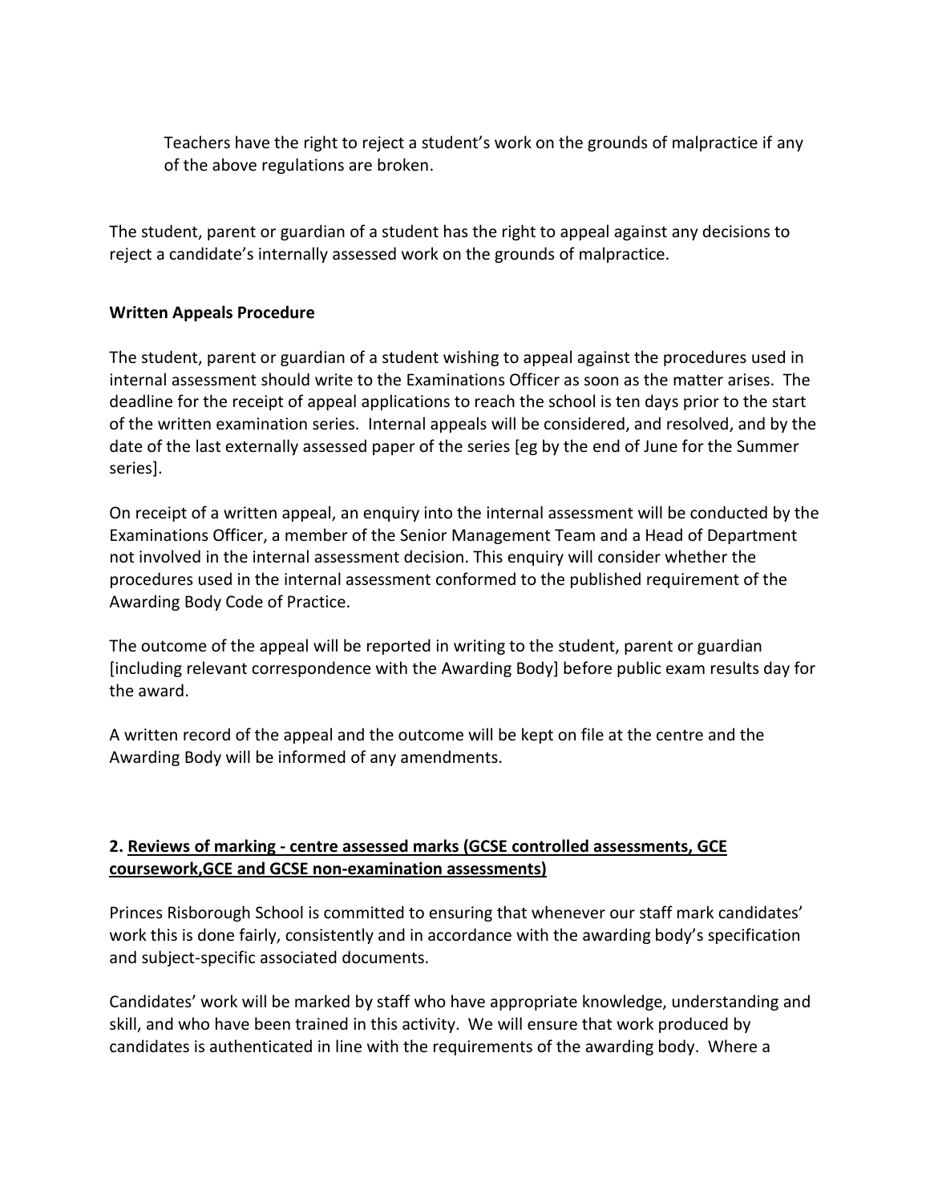Teachers have the right to reject a student's work on the grounds of malpractice if any of the above regulations are broken.

The student, parent or guardian of a student has the right to appeal against any decisions to reject a candidate's internally assessed work on the grounds of malpractice.

**Written Appeals Procedure**

The student, parent or guardian of a student wishing to appeal against the procedures used in internal assessment should write to the Examinations Officer as soon as the matter arises. The deadline for the receipt of appeal applications to reach the school is ten days prior to the start of the written examination series. Internal appeals will be considered, and resolved, and by the date of the last externally assessed paper of the series [eg by the end of June for the Summer series].

On receipt of a written appeal, an enquiry into the internal assessment will be conducted by the Examinations Officer, a member of the Senior Management Team and a Head of Department not involved in the internal assessment decision. This enquiry will consider whether the procedures used in the internal assessment conformed to the published requirement of the Awarding Body Code of Practice.

The outcome of the appeal will be reported in writing to the student, parent or guardian [including relevant correspondence with the Awarding Body] before public exam results day for the award.

A written record of the appeal and the outcome will be kept on file at the centre and the Awarding Body will be informed of any amendments.

## 2. Reviews of marking - centre assessed marks (GCSE controlled assessments, GCE coursework,GCE and GCSE non-examination assessments)

Princes Risborough School is committed to ensuring that whenever our staff mark candidates' work this is done fairly, consistently and in accordance with the awarding body's specification and subject-specific associated documents.

Candidates' work will be marked by staff who have appropriate knowledge, understanding and skill, and who have been trained in this activity. We will ensure that work produced by candidates is authenticated in line with the requirements of the awarding body. Where a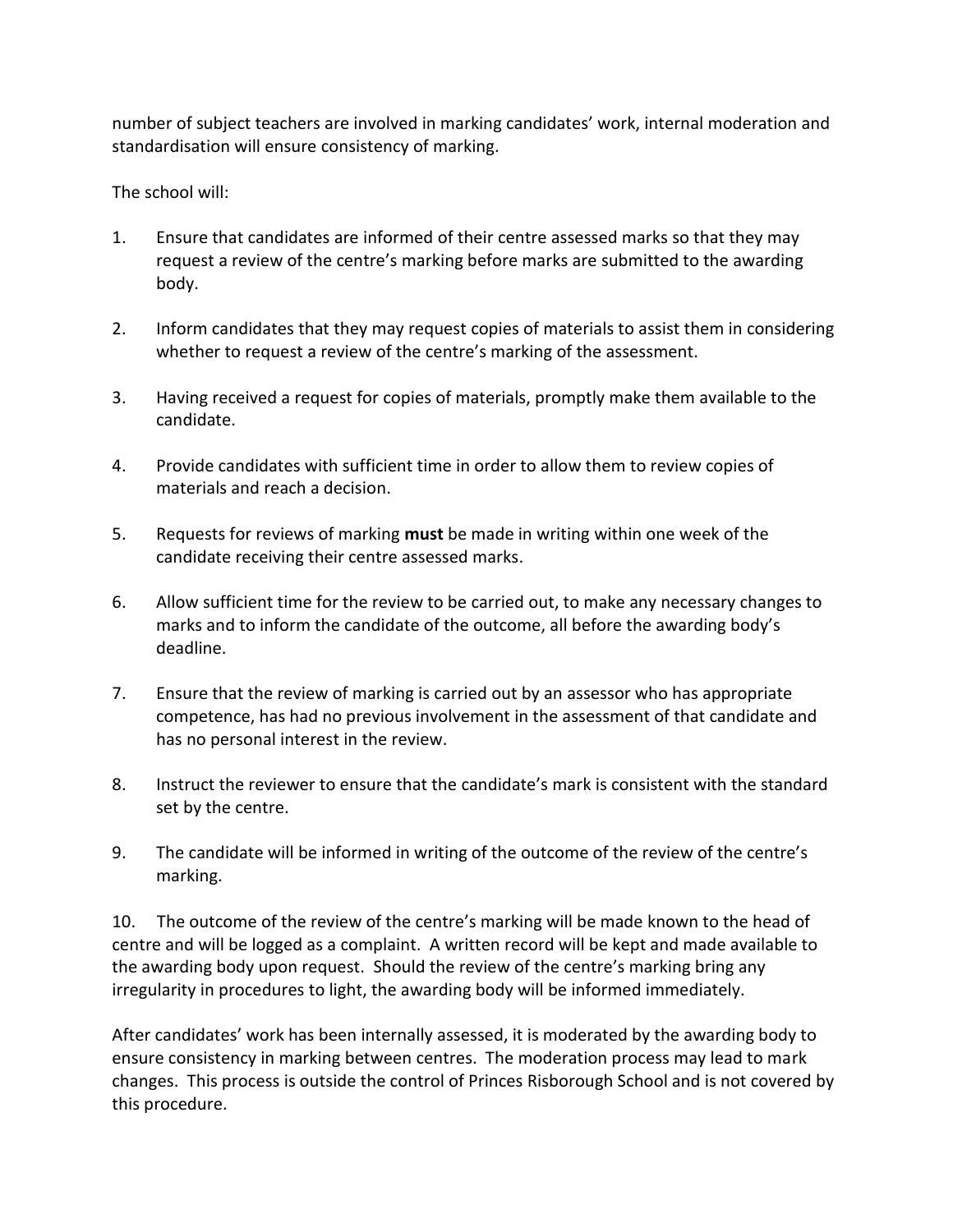number of subject teachers are involved in marking candidates' work, internal moderation and standardisation will ensure consistency of marking.

The school will:

1. Ensure that candidates are informed of their centre assessed marks so that they may request a review of the centre's marking before marks are submitted to the awarding body.

2. Inform candidates that they may request copies of materials to assist them in considering whether to request a review of the centre's marking of the assessment.

3. Having received a request for copies of materials, promptly make them available to the candidate.

4. Provide candidates with sufficient time in order to allow them to review copies of materials and reach a decision.

5. Requests for reviews of marking **must** be made in writing within one week of the candidate receiving their centre assessed marks.

6. Allow sufficient time for the review to be carried out, to make any necessary changes to marks and to inform the candidate of the outcome, all before the awarding body's deadline.

7. Ensure that the review of marking is carried out by an assessor who has appropriate competence, has had no previous involvement in the assessment of that candidate and has no personal interest in the review.

8. Instruct the reviewer to ensure that the candidate's mark is consistent with the standard set by the centre.

9. The candidate will be informed in writing of the outcome of the review of the centre's marking.

10. The outcome of the review of the centre's marking will be made known to the head of centre and will be logged as a complaint. A written record will be kept and made available to the awarding body upon request. Should the review of the centre's marking bring any irregularity in procedures to light, the awarding body will be informed immediately.

After candidates' work has been internally assessed, it is moderated by the awarding body to ensure consistency in marking between centres. The moderation process may lead to mark changes. This process is outside the control of Princes Risborough School and is not covered by this procedure.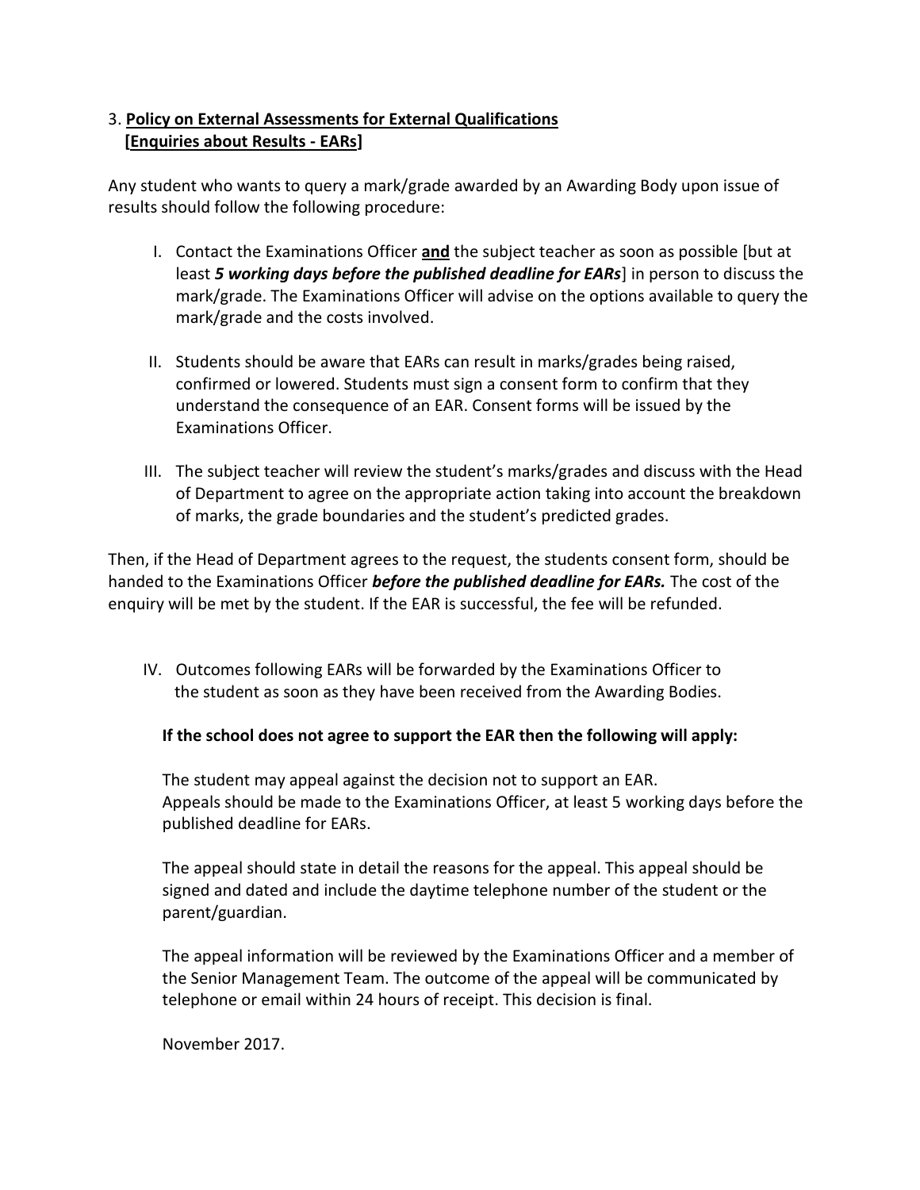## 3. **Policy on External Assessments for External Qualifications [Enquiries about Results - EARs]**

Any student who wants to query a mark/grade awarded by an Awarding Body upon issue of results should follow the following procedure:

I. Contact the Examinations Officer **and** the subject teacher as soon as possible [but at least ***5 working days before the published deadline for EARs***] in person to discuss the mark/grade. The Examinations Officer will advise on the options available to query the mark/grade and the costs involved.

II. Students should be aware that EARs can result in marks/grades being raised, confirmed or lowered. Students must sign a consent form to confirm that they understand the consequence of an EAR. Consent forms will be issued by the Examinations Officer.

III. The subject teacher will review the student's marks/grades and discuss with the Head of Department to agree on the appropriate action taking into account the breakdown of marks, the grade boundaries and the student's predicted grades.

Then, if the Head of Department agrees to the request, the students consent form, should be handed to the Examinations Officer ***before the published deadline for EARs.*** The cost of the enquiry will be met by the student. If the EAR is successful, the fee will be refunded.

IV. Outcomes following EARs will be forwarded by the Examinations Officer to the student as soon as they have been received from the Awarding Bodies.

**If the school does not agree to support the EAR then the following will apply:**

The student may appeal against the decision not to support an EAR.
Appeals should be made to the Examinations Officer, at least 5 working days before the published deadline for EARs.

The appeal should state in detail the reasons for the appeal. This appeal should be signed and dated and include the daytime telephone number of the student or the parent/guardian.

The appeal information will be reviewed by the Examinations Officer and a member of the Senior Management Team. The outcome of the appeal will be communicated by telephone or email within 24 hours of receipt. This decision is final.

November 2017.